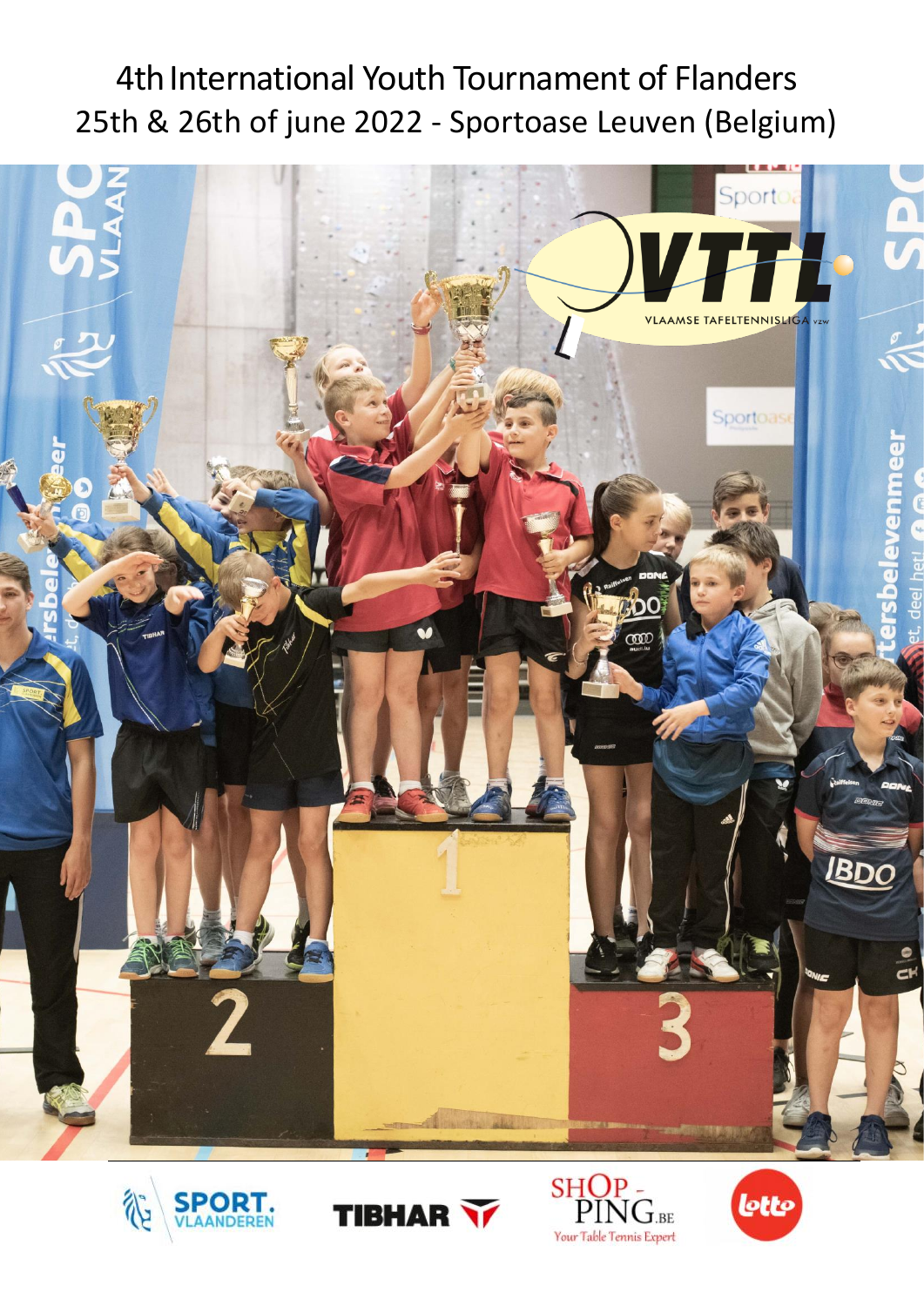# 4th International Youth Tournament of Flanders
## 25th & 26th of june 2022 - Sportoase Leuven (Belgium)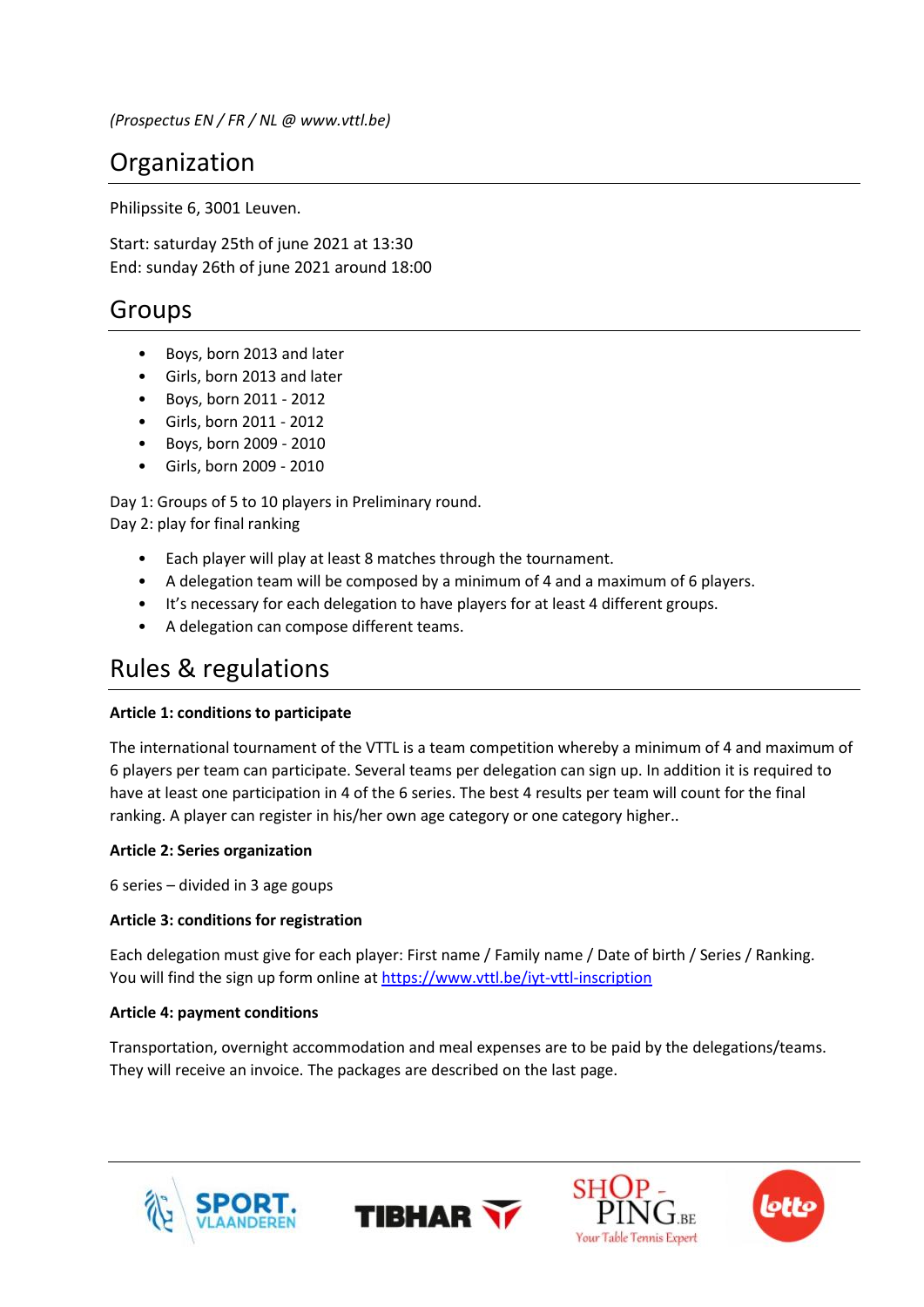*(Prospectus EN / FR / NL @ www.vttl.be)*

## Organization

Philipssite 6, 3001 Leuven.

Start: saturday 25th of june 2021 at 13:30
End: sunday 26th of june 2021 around 18:00

## Groups

- Boys, born 2013 and later
- Girls, born 2013 and later
- Boys, born 2011 - 2012
- Girls, born 2011 - 2012
- Boys, born 2009 - 2010
- Girls, born 2009 - 2010

Day 1: Groups of 5 to 10 players in Preliminary round.
Day 2: play for final ranking

- Each player will play at least 8 matches through the tournament.
- A delegation team will be composed by a minimum of 4 and a maximum of 6 players.
- It's necessary for each delegation to have players for at least 4 different groups.
- A delegation can compose different teams.

## Rules & regulations

**Article 1: conditions to participate**

The international tournament of the VTTL is a team competition whereby a minimum of 4 and maximum of 6 players per team can participate. Several teams per delegation can sign up. In addition it is required to have at least one participation in 4 of the 6 series. The best 4 results per team will count for the final ranking. A player can register in his/her own age category or one category higher..

**Article 2: Series organization**

6 series – divided in 3 age goups

**Article 3: conditions for registration**

Each delegation must give for each player: First name / Family name / Date of birth / Series / Ranking.
You will find the sign up form online at https://www.vttl.be/iyt-vttl-inscription

**Article 4: payment conditions**

Transportation, overnight accommodation and meal expenses are to be paid by the delegations/teams. They will receive an invoice. The packages are described on the last page.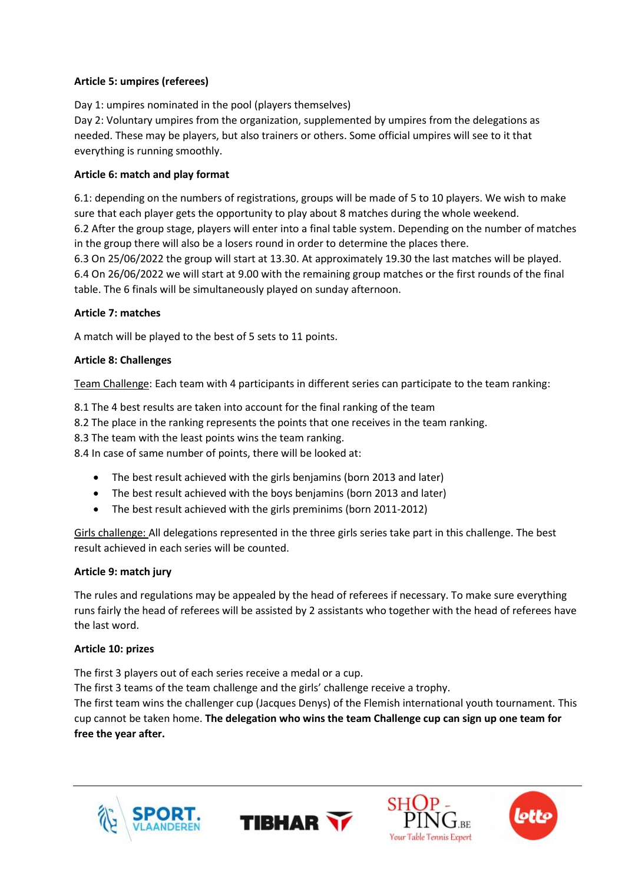**Article 5: umpires (referees)**

Day 1: umpires nominated in the pool (players themselves)
Day 2: Voluntary umpires from the organization, supplemented by umpires from the delegations as needed. These may be players, but also trainers or others. Some official umpires will see to it that everything is running smoothly.

**Article 6: match and play format**

6.1: depending on the numbers of registrations, groups will be made of 5 to 10 players. We wish to make sure that each player gets the opportunity to play about 8 matches during the whole weekend.
6.2 After the group stage, players will enter into a final table system. Depending on the number of matches in the group there will also be a losers round in order to determine the places there.
6.3 On 25/06/2022 the group will start at 13.30. At approximately 19.30 the last matches will be played.
6.4 On 26/06/2022 we will start at 9.00 with the remaining group matches or the first rounds of the final table. The 6 finals will be simultaneously played on sunday afternoon.

**Article 7: matches**

A match will be played to the best of 5 sets to 11 points.

**Article 8: Challenges**

<u>Team Challenge</u>: Each team with 4 participants in different series can participate to the team ranking:

8.1 The 4 best results are taken into account for the final ranking of the team
8.2 The place in the ranking represents the points that one receives in the team ranking.
8.3 The team with the least points wins the team ranking.
8.4 In case of same number of points, there will be looked at:

- The best result achieved with the girls benjamins (born 2013 and later)
- The best result achieved with the boys benjamins (born 2013 and later)
- The best result achieved with the girls preminims (born 2011-2012)

<u>Girls challenge:</u> All delegations represented in the three girls series take part in this challenge. The best result achieved in each series will be counted.

**Article 9: match jury**

The rules and regulations may be appealed by the head of referees if necessary. To make sure everything runs fairly the head of referees will be assisted by 2 assistants who together with the head of referees have the last word.

**Article 10: prizes**

The first 3 players out of each series receive a medal or a cup.
The first 3 teams of the team challenge and the girls' challenge receive a trophy.
The first team wins the challenger cup (Jacques Denys) of the Flemish international youth tournament. This cup cannot be taken home. **The delegation who wins the team Challenge cup can sign up one team for free the year after.**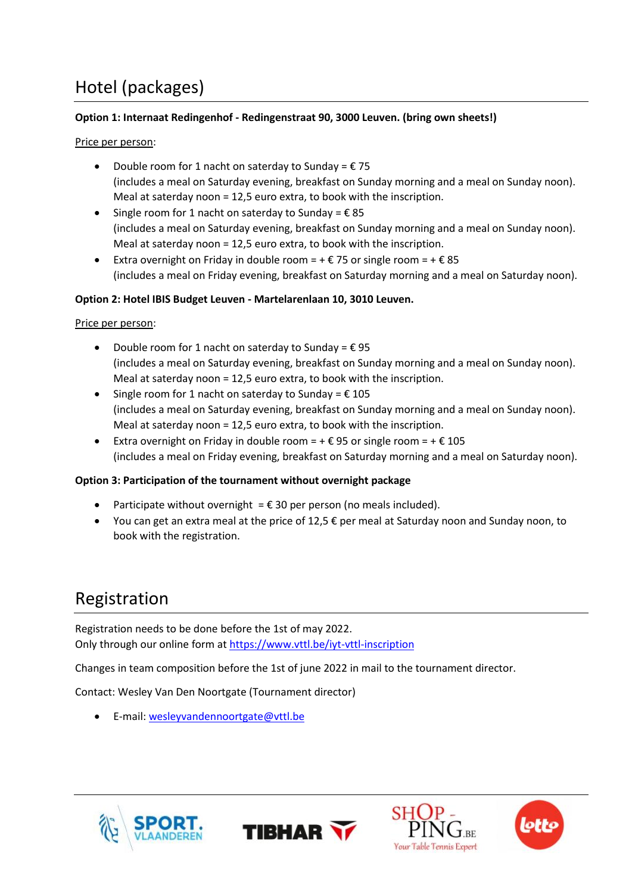# Hotel (packages)

**Option 1: Internaat Redingenhof - Redingenstraat 90, 3000 Leuven. (bring own sheets!)**

Price per person:

- Double room for 1 nacht on saterday to Sunday = € 75
  (includes a meal on Saturday evening, breakfast on Sunday morning and a meal on Sunday noon).
  Meal at saterday noon = 12,5 euro extra, to book with the inscription.
- Single room for 1 nacht on saterday to Sunday = € 85
  (includes a meal on Saturday evening, breakfast on Sunday morning and a meal on Sunday noon).
  Meal at saterday noon = 12,5 euro extra, to book with the inscription.
- Extra overnight on Friday in double room = + € 75 or single room = + € 85
  (includes a meal on Friday evening, breakfast on Saturday morning and a meal on Saturday noon).

**Option 2: Hotel IBIS Budget Leuven - Martelarenlaan 10, 3010 Leuven.**

Price per person:

- Double room for 1 nacht on saterday to Sunday = € 95
  (includes a meal on Saturday evening, breakfast on Sunday morning and a meal on Sunday noon).
  Meal at saterday noon = 12,5 euro extra, to book with the inscription.
- Single room for 1 nacht on saterday to Sunday = € 105
  (includes a meal on Saturday evening, breakfast on Sunday morning and a meal on Sunday noon).
  Meal at saterday noon = 12,5 euro extra, to book with the inscription.
- Extra overnight on Friday in double room = + € 95 or single room = + € 105
  (includes a meal on Friday evening, breakfast on Saturday morning and a meal on Saturday noon).

**Option 3: Participation of the tournament without overnight package**

- Participate without overnight = € 30 per person (no meals included).
- You can get an extra meal at the price of 12,5 € per meal at Saturday noon and Sunday noon, to book with the registration.

# Registration

Registration needs to be done before the 1st of may 2022.
Only through our online form at https://www.vttl.be/iyt-vttl-inscription

Changes in team composition before the 1st of june 2022 in mail to the tournament director.

Contact: Wesley Van Den Noortgate (Tournament director)

- E-mail: wesleyvandennoortgate@vttl.be

SPORT. VLAANDEREN

TIBHAR

SHOP - PING.BE Your Table Tennis Expert

lotto